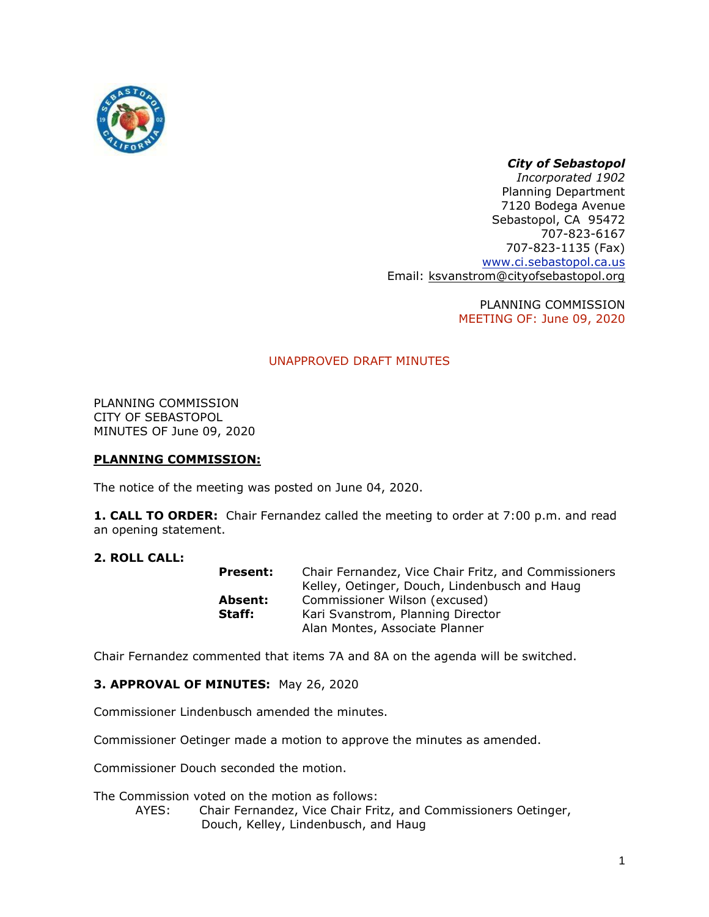***City of Sebastopol***
*Incorporated 1902*
Planning Department
7120 Bodega Avenue
Sebastopol, CA 95472
707-823-6167
707-823-1135 (Fax)
www.ci.sebastopol.ca.us
Email: ksvanstrom@cityofsebastopol.org

PLANNING COMMISSION
MEETING OF: June 09, 2020

UNAPPROVED DRAFT MINUTES

PLANNING COMMISSION
CITY OF SEBASTOPOL
MINUTES OF June 09, 2020

**PLANNING COMMISSION:**

The notice of the meeting was posted on June 04, 2020.

**1. CALL TO ORDER:** Chair Fernandez called the meeting to order at 7:00 p.m. and read an opening statement.

**2. ROLL CALL:**

| | |
|---|---|
| **Present:** | Chair Fernandez, Vice Chair Fritz, and Commissioners Kelley, Oetinger, Douch, Lindenbusch and Haug |
| **Absent:** | Commissioner Wilson (excused) |
| **Staff:** | Kari Svanstrom, Planning Director<br>Alan Montes, Associate Planner |

Chair Fernandez commented that items 7A and 8A on the agenda will be switched.

**3. APPROVAL OF MINUTES:** May 26, 2020

Commissioner Lindenbusch amended the minutes.

Commissioner Oetinger made a motion to approve the minutes as amended.

Commissioner Douch seconded the motion.

The Commission voted on the motion as follows:

AYES: Chair Fernandez, Vice Chair Fritz, and Commissioners Oetinger, Douch, Kelley, Lindenbusch, and Haug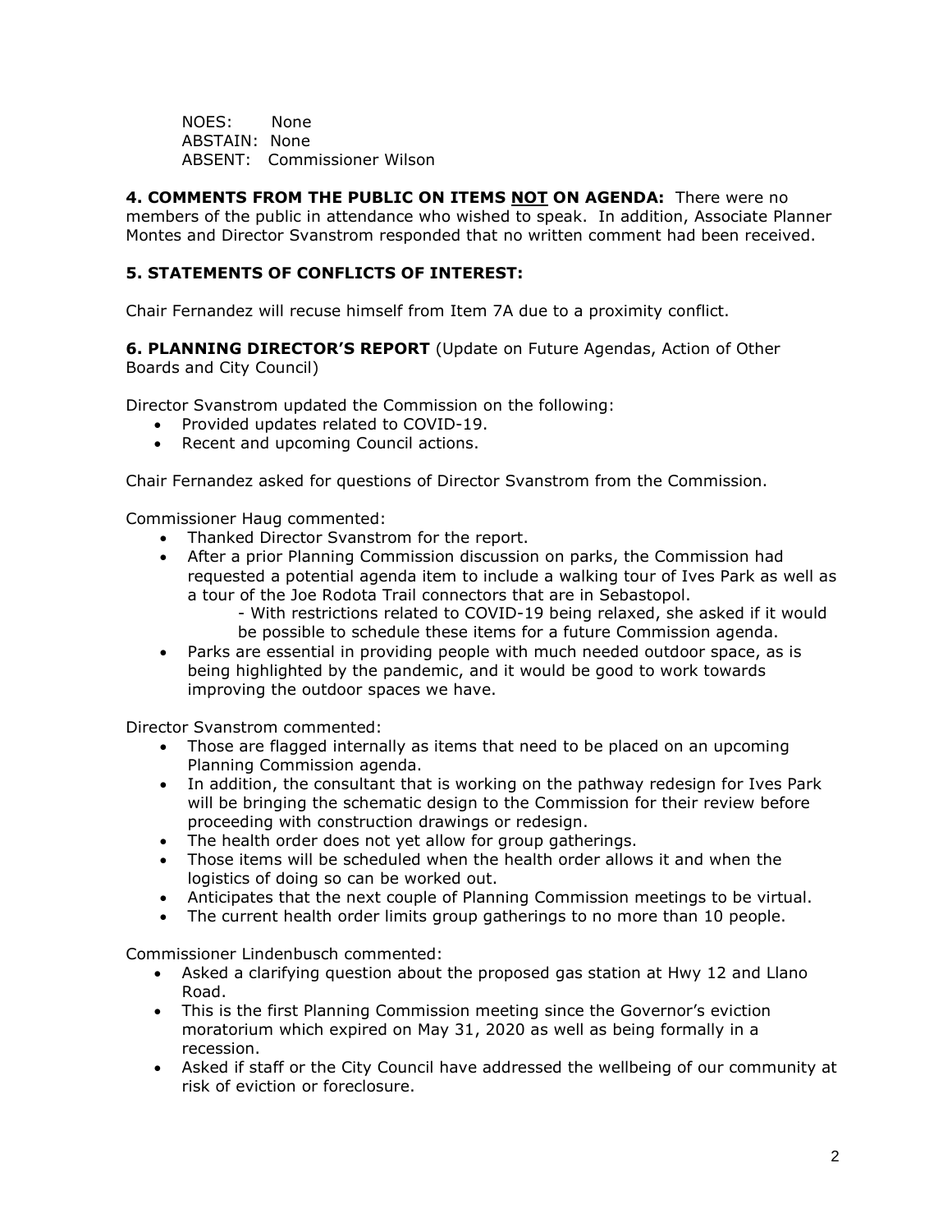NOES: None
ABSTAIN: None
ABSENT: Commissioner Wilson

**4. COMMENTS FROM THE PUBLIC ON ITEMS NOT ON AGENDA:** There were no members of the public in attendance who wished to speak. In addition, Associate Planner Montes and Director Svanstrom responded that no written comment had been received.

**5. STATEMENTS OF CONFLICTS OF INTEREST:**

Chair Fernandez will recuse himself from Item 7A due to a proximity conflict.

**6. PLANNING DIRECTOR'S REPORT** (Update on Future Agendas, Action of Other Boards and City Council)

Director Svanstrom updated the Commission on the following:

- Provided updates related to COVID-19.
- Recent and upcoming Council actions.

Chair Fernandez asked for questions of Director Svanstrom from the Commission.

Commissioner Haug commented:

- Thanked Director Svanstrom for the report.
- After a prior Planning Commission discussion on parks, the Commission had requested a potential agenda item to include a walking tour of Ives Park as well as a tour of the Joe Rodota Trail connectors that are in Sebastopol.
  - With restrictions related to COVID-19 being relaxed, she asked if it would be possible to schedule these items for a future Commission agenda.
- Parks are essential in providing people with much needed outdoor space, as is being highlighted by the pandemic, and it would be good to work towards improving the outdoor spaces we have.

Director Svanstrom commented:

- Those are flagged internally as items that need to be placed on an upcoming Planning Commission agenda.
- In addition, the consultant that is working on the pathway redesign for Ives Park will be bringing the schematic design to the Commission for their review before proceeding with construction drawings or redesign.
- The health order does not yet allow for group gatherings.
- Those items will be scheduled when the health order allows it and when the logistics of doing so can be worked out.
- Anticipates that the next couple of Planning Commission meetings to be virtual.
- The current health order limits group gatherings to no more than 10 people.

Commissioner Lindenbusch commented:

- Asked a clarifying question about the proposed gas station at Hwy 12 and Llano Road.
- This is the first Planning Commission meeting since the Governor's eviction moratorium which expired on May 31, 2020 as well as being formally in a recession.
- Asked if staff or the City Council have addressed the wellbeing of our community at risk of eviction or foreclosure.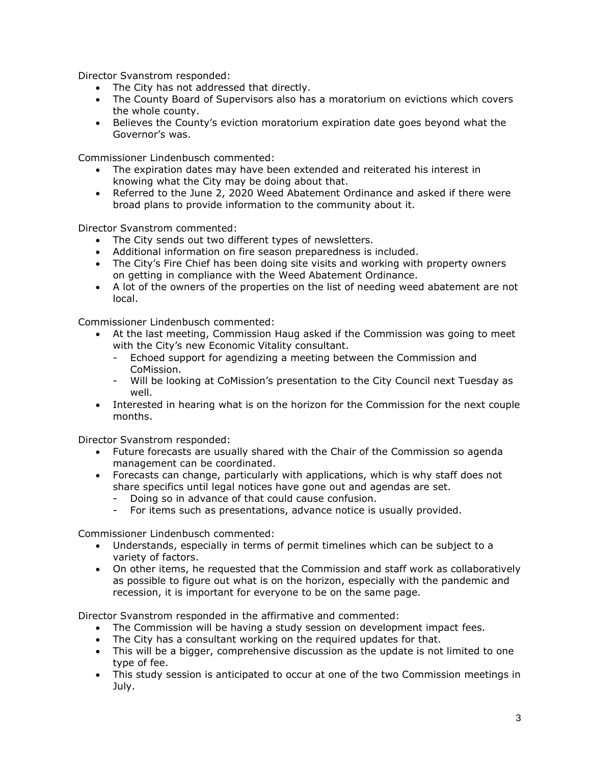Director Svanstrom responded:

- The City has not addressed that directly.
- The County Board of Supervisors also has a moratorium on evictions which covers the whole county.
- Believes the County's eviction moratorium expiration date goes beyond what the Governor's was.

Commissioner Lindenbusch commented:

- The expiration dates may have been extended and reiterated his interest in knowing what the City may be doing about that.
- Referred to the June 2, 2020 Weed Abatement Ordinance and asked if there were broad plans to provide information to the community about it.

Director Svanstrom commented:

- The City sends out two different types of newsletters.
- Additional information on fire season preparedness is included.
- The City's Fire Chief has been doing site visits and working with property owners on getting in compliance with the Weed Abatement Ordinance.
- A lot of the owners of the properties on the list of needing weed abatement are not local.

Commissioner Lindenbusch commented:

- At the last meeting, Commission Haug asked if the Commission was going to meet with the City's new Economic Vitality consultant.
  - Echoed support for agendizing a meeting between the Commission and CoMission.
  - Will be looking at CoMission's presentation to the City Council next Tuesday as well.
- Interested in hearing what is on the horizon for the Commission for the next couple months.

Director Svanstrom responded:

- Future forecasts are usually shared with the Chair of the Commission so agenda management can be coordinated.
- Forecasts can change, particularly with applications, which is why staff does not share specifics until legal notices have gone out and agendas are set.
  - Doing so in advance of that could cause confusion.
  - For items such as presentations, advance notice is usually provided.

Commissioner Lindenbusch commented:

- Understands, especially in terms of permit timelines which can be subject to a variety of factors.
- On other items, he requested that the Commission and staff work as collaboratively as possible to figure out what is on the horizon, especially with the pandemic and recession, it is important for everyone to be on the same page.

Director Svanstrom responded in the affirmative and commented:

- The Commission will be having a study session on development impact fees.
- The City has a consultant working on the required updates for that.
- This will be a bigger, comprehensive discussion as the update is not limited to one type of fee.
- This study session is anticipated to occur at one of the two Commission meetings in July.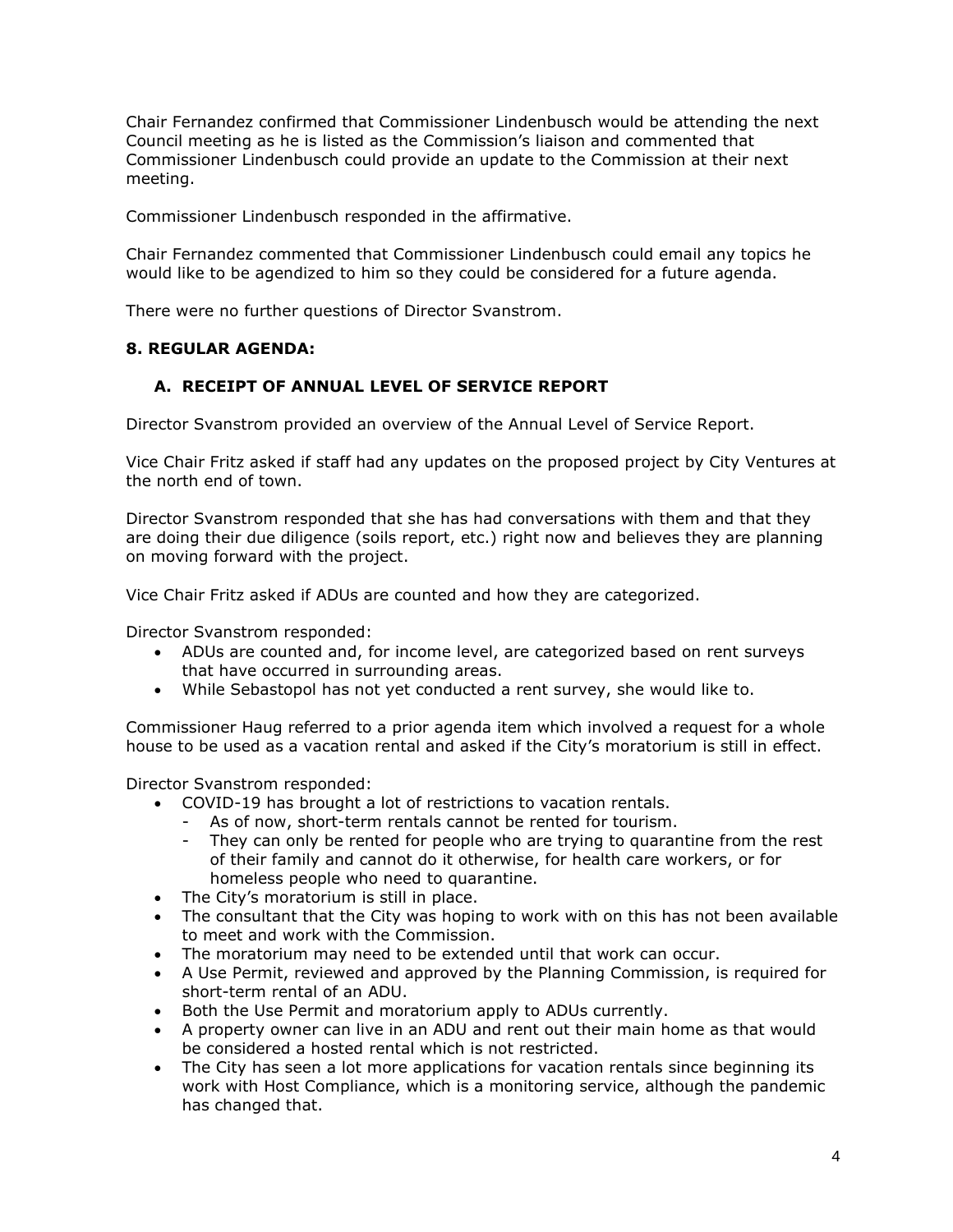Chair Fernandez confirmed that Commissioner Lindenbusch would be attending the next Council meeting as he is listed as the Commission's liaison and commented that Commissioner Lindenbusch could provide an update to the Commission at their next meeting.

Commissioner Lindenbusch responded in the affirmative.

Chair Fernandez commented that Commissioner Lindenbusch could email any topics he would like to be agendized to him so they could be considered for a future agenda.

There were no further questions of Director Svanstrom.

**8. REGULAR AGENDA:**

**A. RECEIPT OF ANNUAL LEVEL OF SERVICE REPORT**

Director Svanstrom provided an overview of the Annual Level of Service Report.

Vice Chair Fritz asked if staff had any updates on the proposed project by City Ventures at the north end of town.

Director Svanstrom responded that she has had conversations with them and that they are doing their due diligence (soils report, etc.) right now and believes they are planning on moving forward with the project.

Vice Chair Fritz asked if ADUs are counted and how they are categorized.

Director Svanstrom responded:

- ADUs are counted and, for income level, are categorized based on rent surveys that have occurred in surrounding areas.
- While Sebastopol has not yet conducted a rent survey, she would like to.

Commissioner Haug referred to a prior agenda item which involved a request for a whole house to be used as a vacation rental and asked if the City's moratorium is still in effect.

Director Svanstrom responded:

- COVID-19 has brought a lot of restrictions to vacation rentals.
  - As of now, short-term rentals cannot be rented for tourism.
  - They can only be rented for people who are trying to quarantine from the rest of their family and cannot do it otherwise, for health care workers, or for homeless people who need to quarantine.
- The City's moratorium is still in place.
- The consultant that the City was hoping to work with on this has not been available to meet and work with the Commission.
- The moratorium may need to be extended until that work can occur.
- A Use Permit, reviewed and approved by the Planning Commission, is required for short-term rental of an ADU.
- Both the Use Permit and moratorium apply to ADUs currently.
- A property owner can live in an ADU and rent out their main home as that would be considered a hosted rental which is not restricted.
- The City has seen a lot more applications for vacation rentals since beginning its work with Host Compliance, which is a monitoring service, although the pandemic has changed that.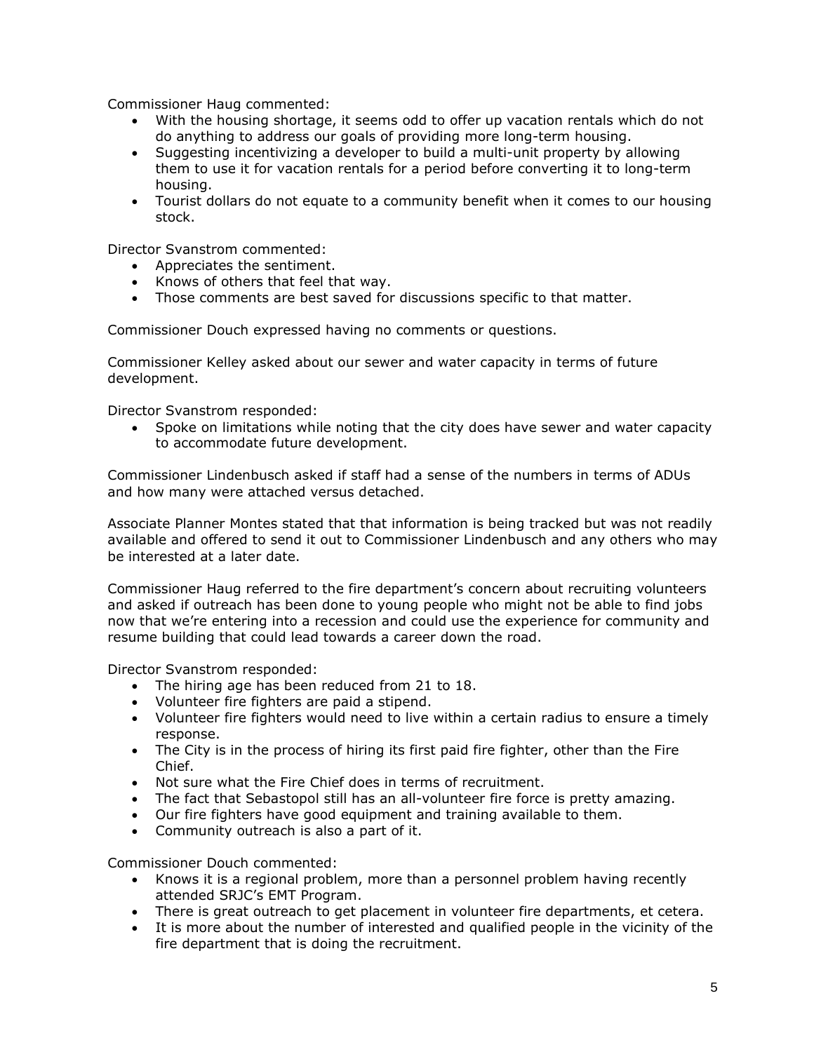Commissioner Haug commented:

- With the housing shortage, it seems odd to offer up vacation rentals which do not do anything to address our goals of providing more long-term housing.
- Suggesting incentivizing a developer to build a multi-unit property by allowing them to use it for vacation rentals for a period before converting it to long-term housing.
- Tourist dollars do not equate to a community benefit when it comes to our housing stock.

Director Svanstrom commented:

- Appreciates the sentiment.
- Knows of others that feel that way.
- Those comments are best saved for discussions specific to that matter.

Commissioner Douch expressed having no comments or questions.

Commissioner Kelley asked about our sewer and water capacity in terms of future development.

Director Svanstrom responded:

- Spoke on limitations while noting that the city does have sewer and water capacity to accommodate future development.

Commissioner Lindenbusch asked if staff had a sense of the numbers in terms of ADUs and how many were attached versus detached.

Associate Planner Montes stated that that information is being tracked but was not readily available and offered to send it out to Commissioner Lindenbusch and any others who may be interested at a later date.

Commissioner Haug referred to the fire department's concern about recruiting volunteers and asked if outreach has been done to young people who might not be able to find jobs now that we're entering into a recession and could use the experience for community and resume building that could lead towards a career down the road.

Director Svanstrom responded:

- The hiring age has been reduced from 21 to 18.
- Volunteer fire fighters are paid a stipend.
- Volunteer fire fighters would need to live within a certain radius to ensure a timely response.
- The City is in the process of hiring its first paid fire fighter, other than the Fire Chief.
- Not sure what the Fire Chief does in terms of recruitment.
- The fact that Sebastopol still has an all-volunteer fire force is pretty amazing.
- Our fire fighters have good equipment and training available to them.
- Community outreach is also a part of it.

Commissioner Douch commented:

- Knows it is a regional problem, more than a personnel problem having recently attended SRJC's EMT Program.
- There is great outreach to get placement in volunteer fire departments, et cetera.
- It is more about the number of interested and qualified people in the vicinity of the fire department that is doing the recruitment.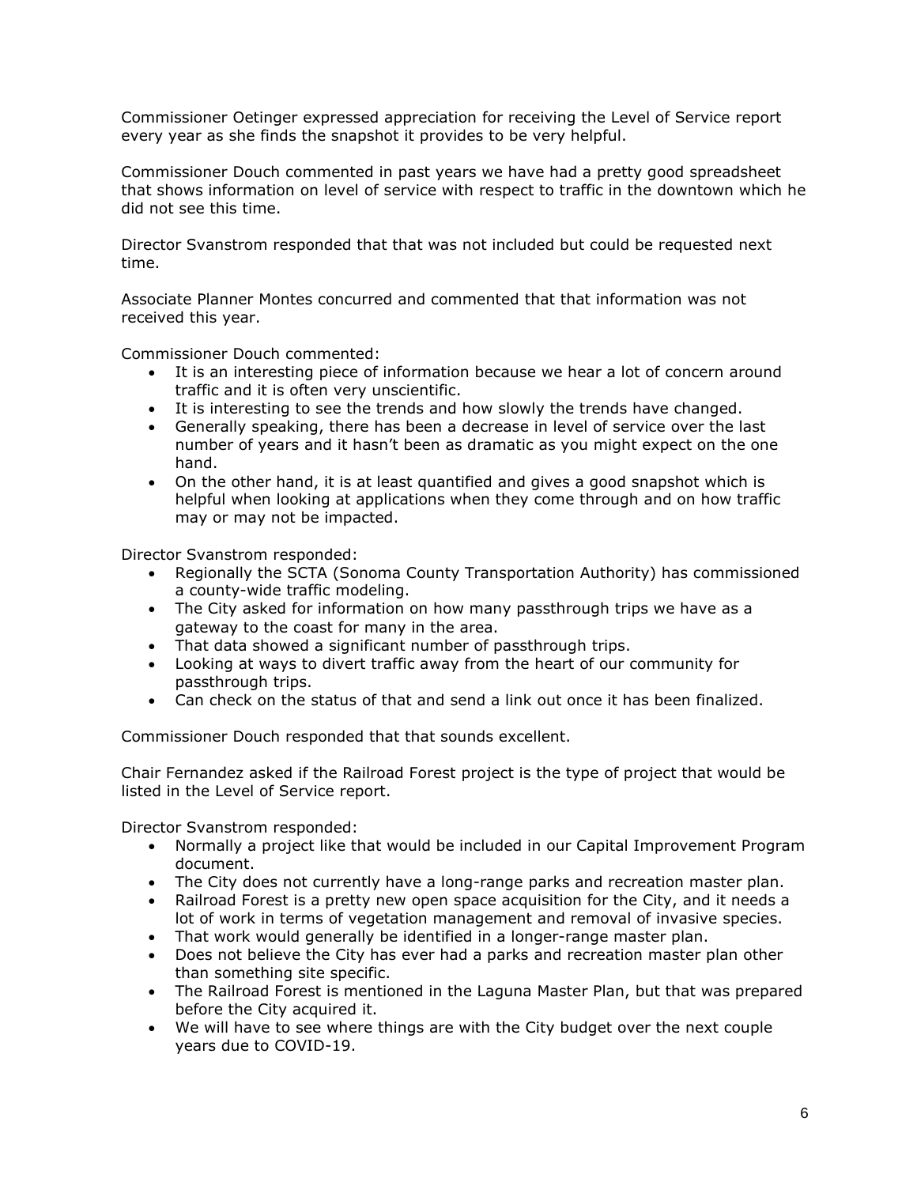Commissioner Oetinger expressed appreciation for receiving the Level of Service report every year as she finds the snapshot it provides to be very helpful.

Commissioner Douch commented in past years we have had a pretty good spreadsheet that shows information on level of service with respect to traffic in the downtown which he did not see this time.

Director Svanstrom responded that that was not included but could be requested next time.

Associate Planner Montes concurred and commented that that information was not received this year.

Commissioner Douch commented:

- It is an interesting piece of information because we hear a lot of concern around traffic and it is often very unscientific.
- It is interesting to see the trends and how slowly the trends have changed.
- Generally speaking, there has been a decrease in level of service over the last number of years and it hasn't been as dramatic as you might expect on the one hand.
- On the other hand, it is at least quantified and gives a good snapshot which is helpful when looking at applications when they come through and on how traffic may or may not be impacted.

Director Svanstrom responded:

- Regionally the SCTA (Sonoma County Transportation Authority) has commissioned a county-wide traffic modeling.
- The City asked for information on how many passthrough trips we have as a gateway to the coast for many in the area.
- That data showed a significant number of passthrough trips.
- Looking at ways to divert traffic away from the heart of our community for passthrough trips.
- Can check on the status of that and send a link out once it has been finalized.

Commissioner Douch responded that that sounds excellent.

Chair Fernandez asked if the Railroad Forest project is the type of project that would be listed in the Level of Service report.

Director Svanstrom responded:

- Normally a project like that would be included in our Capital Improvement Program document.
- The City does not currently have a long-range parks and recreation master plan.
- Railroad Forest is a pretty new open space acquisition for the City, and it needs a lot of work in terms of vegetation management and removal of invasive species.
- That work would generally be identified in a longer-range master plan.
- Does not believe the City has ever had a parks and recreation master plan other than something site specific.
- The Railroad Forest is mentioned in the Laguna Master Plan, but that was prepared before the City acquired it.
- We will have to see where things are with the City budget over the next couple years due to COVID-19.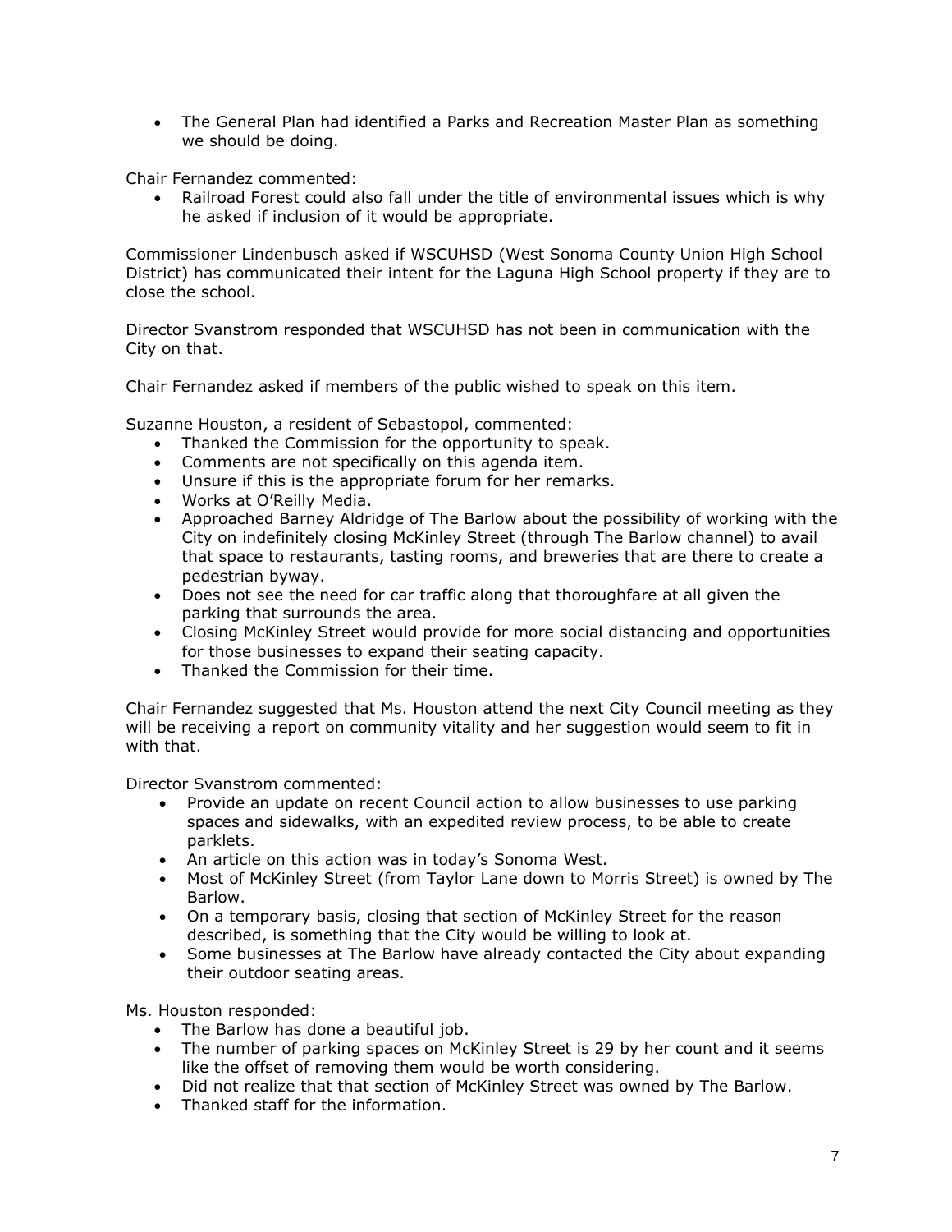- The General Plan had identified a Parks and Recreation Master Plan as something we should be doing.

Chair Fernandez commented:

- Railroad Forest could also fall under the title of environmental issues which is why he asked if inclusion of it would be appropriate.

Commissioner Lindenbusch asked if WSCUHSD (West Sonoma County Union High School District) has communicated their intent for the Laguna High School property if they are to close the school.

Director Svanstrom responded that WSCUHSD has not been in communication with the City on that.

Chair Fernandez asked if members of the public wished to speak on this item.

Suzanne Houston, a resident of Sebastopol, commented:

- Thanked the Commission for the opportunity to speak.
- Comments are not specifically on this agenda item.
- Unsure if this is the appropriate forum for her remarks.
- Works at O'Reilly Media.
- Approached Barney Aldridge of The Barlow about the possibility of working with the City on indefinitely closing McKinley Street (through The Barlow channel) to avail that space to restaurants, tasting rooms, and breweries that are there to create a pedestrian byway.
- Does not see the need for car traffic along that thoroughfare at all given the parking that surrounds the area.
- Closing McKinley Street would provide for more social distancing and opportunities for those businesses to expand their seating capacity.
- Thanked the Commission for their time.

Chair Fernandez suggested that Ms. Houston attend the next City Council meeting as they will be receiving a report on community vitality and her suggestion would seem to fit in with that.

Director Svanstrom commented:

- Provide an update on recent Council action to allow businesses to use parking spaces and sidewalks, with an expedited review process, to be able to create parklets.
- An article on this action was in today's Sonoma West.
- Most of McKinley Street (from Taylor Lane down to Morris Street) is owned by The Barlow.
- On a temporary basis, closing that section of McKinley Street for the reason described, is something that the City would be willing to look at.
- Some businesses at The Barlow have already contacted the City about expanding their outdoor seating areas.

Ms. Houston responded:

- The Barlow has done a beautiful job.
- The number of parking spaces on McKinley Street is 29 by her count and it seems like the offset of removing them would be worth considering.
- Did not realize that that section of McKinley Street was owned by The Barlow.
- Thanked staff for the information.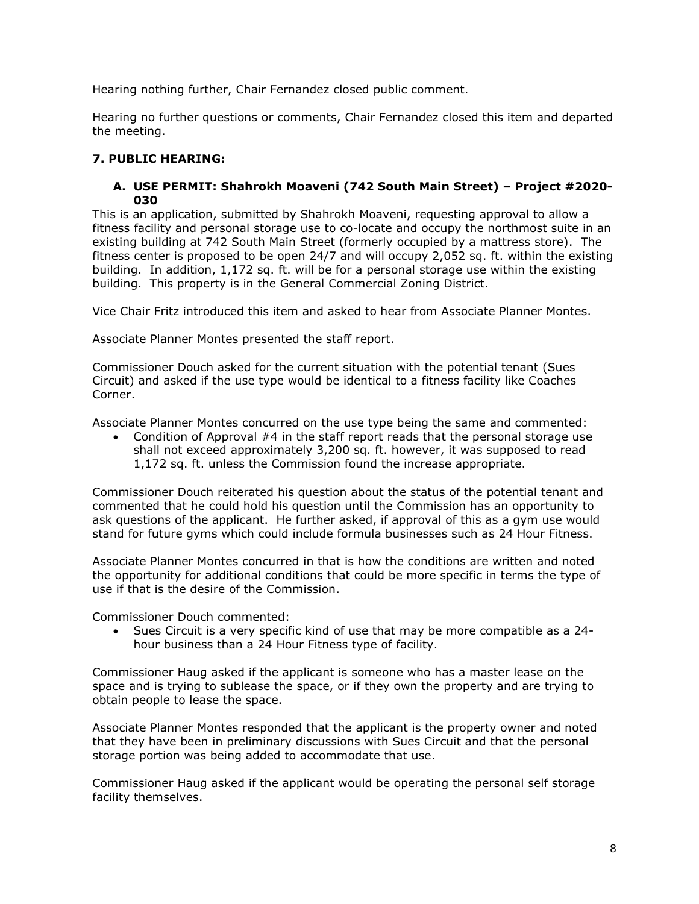Hearing nothing further, Chair Fernandez closed public comment.

Hearing no further questions or comments, Chair Fernandez closed this item and departed the meeting.

## 7. PUBLIC HEARING:

### A. USE PERMIT: Shahrokh Moaveni (742 South Main Street) – Project #2020-030

This is an application, submitted by Shahrokh Moaveni, requesting approval to allow a fitness facility and personal storage use to co-locate and occupy the northmost suite in an existing building at 742 South Main Street (formerly occupied by a mattress store). The fitness center is proposed to be open 24/7 and will occupy 2,052 sq. ft. within the existing building. In addition, 1,172 sq. ft. will be for a personal storage use within the existing building. This property is in the General Commercial Zoning District.

Vice Chair Fritz introduced this item and asked to hear from Associate Planner Montes.

Associate Planner Montes presented the staff report.

Commissioner Douch asked for the current situation with the potential tenant (Sues Circuit) and asked if the use type would be identical to a fitness facility like Coaches Corner.

Associate Planner Montes concurred on the use type being the same and commented:

- Condition of Approval #4 in the staff report reads that the personal storage use shall not exceed approximately 3,200 sq. ft. however, it was supposed to read 1,172 sq. ft. unless the Commission found the increase appropriate.

Commissioner Douch reiterated his question about the status of the potential tenant and commented that he could hold his question until the Commission has an opportunity to ask questions of the applicant. He further asked, if approval of this as a gym use would stand for future gyms which could include formula businesses such as 24 Hour Fitness.

Associate Planner Montes concurred in that is how the conditions are written and noted the opportunity for additional conditions that could be more specific in terms the type of use if that is the desire of the Commission.

Commissioner Douch commented:

- Sues Circuit is a very specific kind of use that may be more compatible as a 24-hour business than a 24 Hour Fitness type of facility.

Commissioner Haug asked if the applicant is someone who has a master lease on the space and is trying to sublease the space, or if they own the property and are trying to obtain people to lease the space.

Associate Planner Montes responded that the applicant is the property owner and noted that they have been in preliminary discussions with Sues Circuit and that the personal storage portion was being added to accommodate that use.

Commissioner Haug asked if the applicant would be operating the personal self storage facility themselves.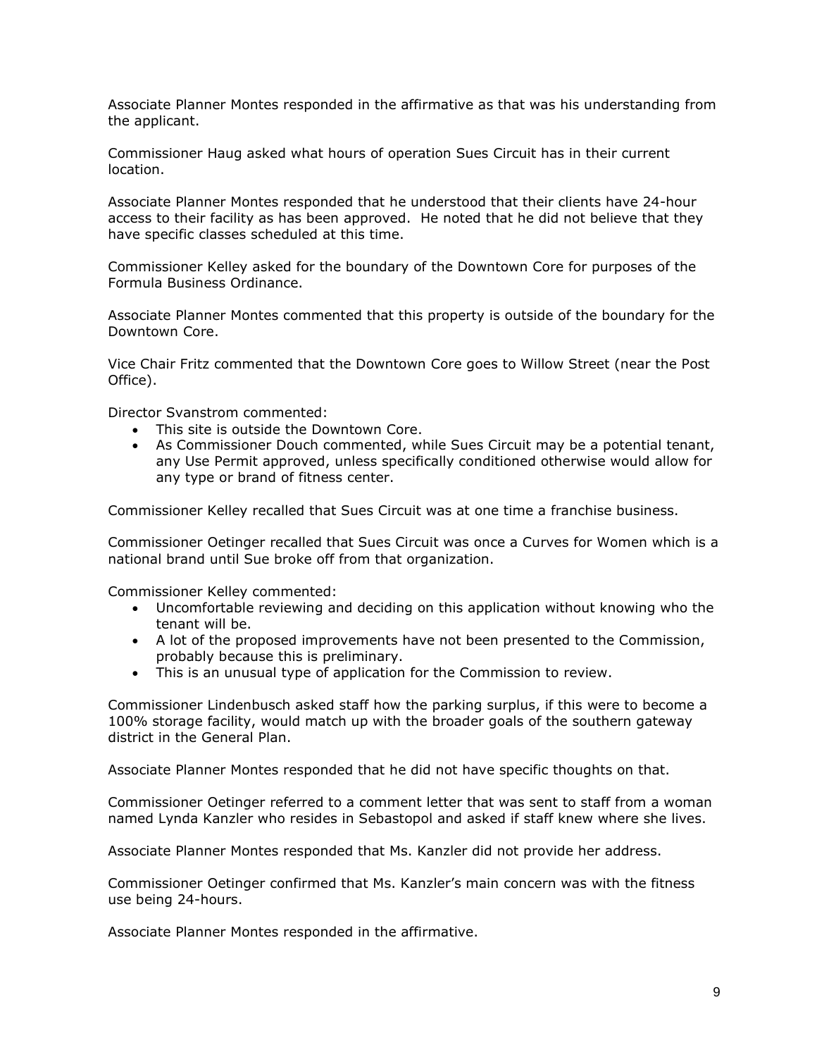Associate Planner Montes responded in the affirmative as that was his understanding from the applicant.

Commissioner Haug asked what hours of operation Sues Circuit has in their current location.

Associate Planner Montes responded that he understood that their clients have 24-hour access to their facility as has been approved. He noted that he did not believe that they have specific classes scheduled at this time.

Commissioner Kelley asked for the boundary of the Downtown Core for purposes of the Formula Business Ordinance.

Associate Planner Montes commented that this property is outside of the boundary for the Downtown Core.

Vice Chair Fritz commented that the Downtown Core goes to Willow Street (near the Post Office).

Director Svanstrom commented:

- This site is outside the Downtown Core.
- As Commissioner Douch commented, while Sues Circuit may be a potential tenant, any Use Permit approved, unless specifically conditioned otherwise would allow for any type or brand of fitness center.

Commissioner Kelley recalled that Sues Circuit was at one time a franchise business.

Commissioner Oetinger recalled that Sues Circuit was once a Curves for Women which is a national brand until Sue broke off from that organization.

Commissioner Kelley commented:

- Uncomfortable reviewing and deciding on this application without knowing who the tenant will be.
- A lot of the proposed improvements have not been presented to the Commission, probably because this is preliminary.
- This is an unusual type of application for the Commission to review.

Commissioner Lindenbusch asked staff how the parking surplus, if this were to become a 100% storage facility, would match up with the broader goals of the southern gateway district in the General Plan.

Associate Planner Montes responded that he did not have specific thoughts on that.

Commissioner Oetinger referred to a comment letter that was sent to staff from a woman named Lynda Kanzler who resides in Sebastopol and asked if staff knew where she lives.

Associate Planner Montes responded that Ms. Kanzler did not provide her address.

Commissioner Oetinger confirmed that Ms. Kanzler's main concern was with the fitness use being 24-hours.

Associate Planner Montes responded in the affirmative.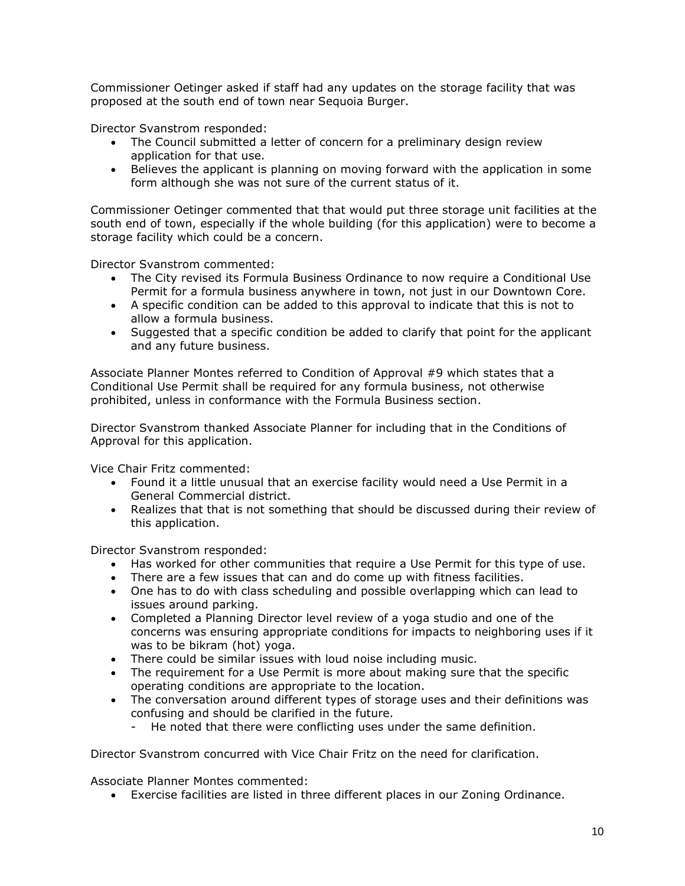Commissioner Oetinger asked if staff had any updates on the storage facility that was proposed at the south end of town near Sequoia Burger.

Director Svanstrom responded:

- The Council submitted a letter of concern for a preliminary design review application for that use.
- Believes the applicant is planning on moving forward with the application in some form although she was not sure of the current status of it.

Commissioner Oetinger commented that that would put three storage unit facilities at the south end of town, especially if the whole building (for this application) were to become a storage facility which could be a concern.

Director Svanstrom commented:

- The City revised its Formula Business Ordinance to now require a Conditional Use Permit for a formula business anywhere in town, not just in our Downtown Core.
- A specific condition can be added to this approval to indicate that this is not to allow a formula business.
- Suggested that a specific condition be added to clarify that point for the applicant and any future business.

Associate Planner Montes referred to Condition of Approval #9 which states that a Conditional Use Permit shall be required for any formula business, not otherwise prohibited, unless in conformance with the Formula Business section.

Director Svanstrom thanked Associate Planner for including that in the Conditions of Approval for this application.

Vice Chair Fritz commented:

- Found it a little unusual that an exercise facility would need a Use Permit in a General Commercial district.
- Realizes that that is not something that should be discussed during their review of this application.

Director Svanstrom responded:

- Has worked for other communities that require a Use Permit for this type of use.
- There are a few issues that can and do come up with fitness facilities.
- One has to do with class scheduling and possible overlapping which can lead to issues around parking.
- Completed a Planning Director level review of a yoga studio and one of the concerns was ensuring appropriate conditions for impacts to neighboring uses if it was to be bikram (hot) yoga.
- There could be similar issues with loud noise including music.
- The requirement for a Use Permit is more about making sure that the specific operating conditions are appropriate to the location.
- The conversation around different types of storage uses and their definitions was confusing and should be clarified in the future.
    - He noted that there were conflicting uses under the same definition.

Director Svanstrom concurred with Vice Chair Fritz on the need for clarification.

Associate Planner Montes commented:

- Exercise facilities are listed in three different places in our Zoning Ordinance.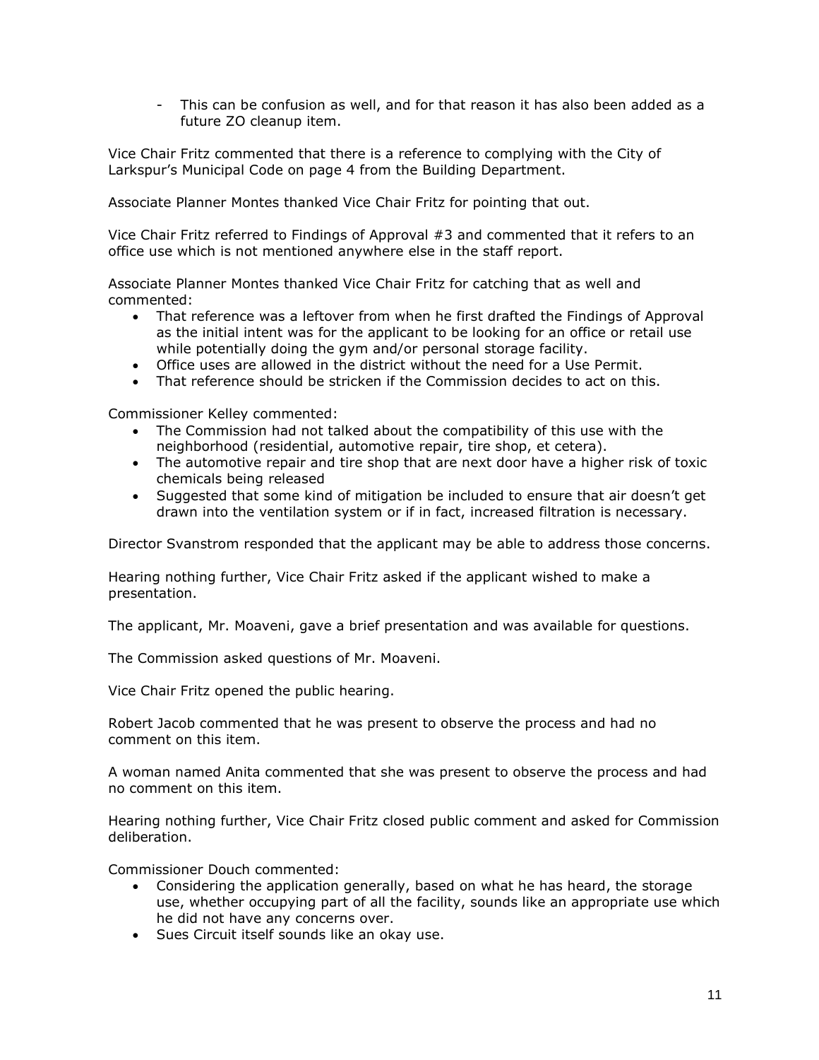- This can be confusion as well, and for that reason it has also been added as a future ZO cleanup item.

Vice Chair Fritz commented that there is a reference to complying with the City of Larkspur's Municipal Code on page 4 from the Building Department.

Associate Planner Montes thanked Vice Chair Fritz for pointing that out.

Vice Chair Fritz referred to Findings of Approval #3 and commented that it refers to an office use which is not mentioned anywhere else in the staff report.

Associate Planner Montes thanked Vice Chair Fritz for catching that as well and commented:

- That reference was a leftover from when he first drafted the Findings of Approval as the initial intent was for the applicant to be looking for an office or retail use while potentially doing the gym and/or personal storage facility.
- Office uses are allowed in the district without the need for a Use Permit.
- That reference should be stricken if the Commission decides to act on this.

Commissioner Kelley commented:

- The Commission had not talked about the compatibility of this use with the neighborhood (residential, automotive repair, tire shop, et cetera).
- The automotive repair and tire shop that are next door have a higher risk of toxic chemicals being released
- Suggested that some kind of mitigation be included to ensure that air doesn't get drawn into the ventilation system or if in fact, increased filtration is necessary.

Director Svanstrom responded that the applicant may be able to address those concerns.

Hearing nothing further, Vice Chair Fritz asked if the applicant wished to make a presentation.

The applicant, Mr. Moaveni, gave a brief presentation and was available for questions.

The Commission asked questions of Mr. Moaveni.

Vice Chair Fritz opened the public hearing.

Robert Jacob commented that he was present to observe the process and had no comment on this item.

A woman named Anita commented that she was present to observe the process and had no comment on this item.

Hearing nothing further, Vice Chair Fritz closed public comment and asked for Commission deliberation.

Commissioner Douch commented:

- Considering the application generally, based on what he has heard, the storage use, whether occupying part of all the facility, sounds like an appropriate use which he did not have any concerns over.
- Sues Circuit itself sounds like an okay use.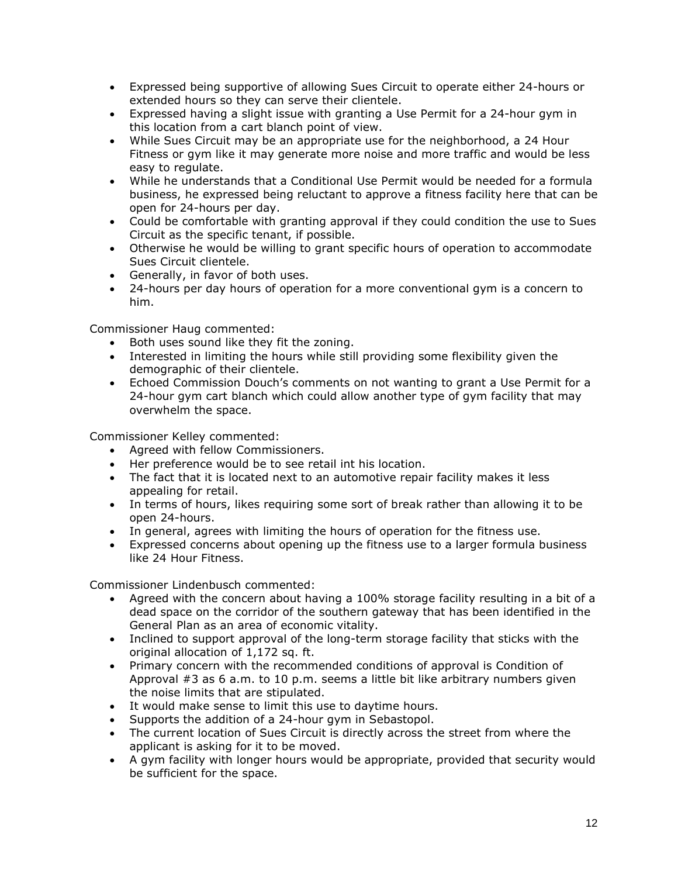- Expressed being supportive of allowing Sues Circuit to operate either 24-hours or extended hours so they can serve their clientele.
- Expressed having a slight issue with granting a Use Permit for a 24-hour gym in this location from a cart blanch point of view.
- While Sues Circuit may be an appropriate use for the neighborhood, a 24 Hour Fitness or gym like it may generate more noise and more traffic and would be less easy to regulate.
- While he understands that a Conditional Use Permit would be needed for a formula business, he expressed being reluctant to approve a fitness facility here that can be open for 24-hours per day.
- Could be comfortable with granting approval if they could condition the use to Sues Circuit as the specific tenant, if possible.
- Otherwise he would be willing to grant specific hours of operation to accommodate Sues Circuit clientele.
- Generally, in favor of both uses.
- 24-hours per day hours of operation for a more conventional gym is a concern to him.

Commissioner Haug commented:

- Both uses sound like they fit the zoning.
- Interested in limiting the hours while still providing some flexibility given the demographic of their clientele.
- Echoed Commission Douch's comments on not wanting to grant a Use Permit for a 24-hour gym cart blanch which could allow another type of gym facility that may overwhelm the space.

Commissioner Kelley commented:

- Agreed with fellow Commissioners.
- Her preference would be to see retail int his location.
- The fact that it is located next to an automotive repair facility makes it less appealing for retail.
- In terms of hours, likes requiring some sort of break rather than allowing it to be open 24-hours.
- In general, agrees with limiting the hours of operation for the fitness use.
- Expressed concerns about opening up the fitness use to a larger formula business like 24 Hour Fitness.

Commissioner Lindenbusch commented:

- Agreed with the concern about having a 100% storage facility resulting in a bit of a dead space on the corridor of the southern gateway that has been identified in the General Plan as an area of economic vitality.
- Inclined to support approval of the long-term storage facility that sticks with the original allocation of 1,172 sq. ft.
- Primary concern with the recommended conditions of approval is Condition of Approval #3 as 6 a.m. to 10 p.m. seems a little bit like arbitrary numbers given the noise limits that are stipulated.
- It would make sense to limit this use to daytime hours.
- Supports the addition of a 24-hour gym in Sebastopol.
- The current location of Sues Circuit is directly across the street from where the applicant is asking for it to be moved.
- A gym facility with longer hours would be appropriate, provided that security would be sufficient for the space.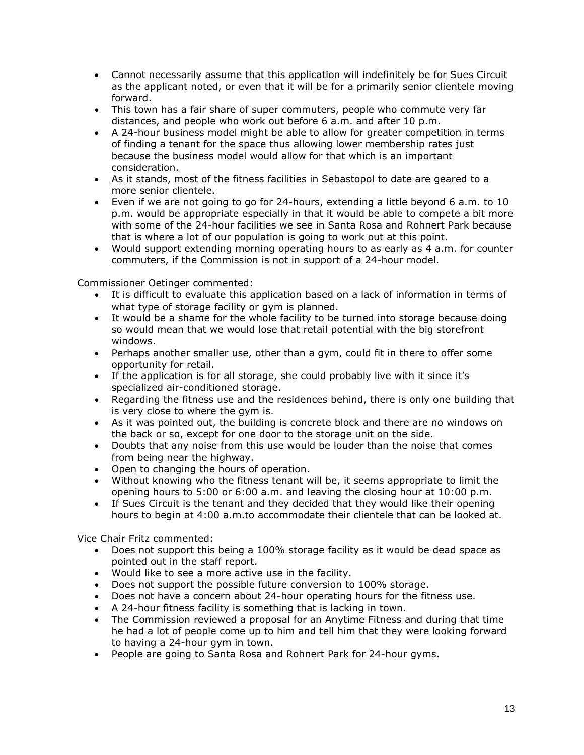- Cannot necessarily assume that this application will indefinitely be for Sues Circuit as the applicant noted, or even that it will be for a primarily senior clientele moving forward.
- This town has a fair share of super commuters, people who commute very far distances, and people who work out before 6 a.m. and after 10 p.m.
- A 24-hour business model might be able to allow for greater competition in terms of finding a tenant for the space thus allowing lower membership rates just because the business model would allow for that which is an important consideration.
- As it stands, most of the fitness facilities in Sebastopol to date are geared to a more senior clientele.
- Even if we are not going to go for 24-hours, extending a little beyond 6 a.m. to 10 p.m. would be appropriate especially in that it would be able to compete a bit more with some of the 24-hour facilities we see in Santa Rosa and Rohnert Park because that is where a lot of our population is going to work out at this point.
- Would support extending morning operating hours to as early as 4 a.m. for counter commuters, if the Commission is not in support of a 24-hour model.

Commissioner Oetinger commented:

- It is difficult to evaluate this application based on a lack of information in terms of what type of storage facility or gym is planned.
- It would be a shame for the whole facility to be turned into storage because doing so would mean that we would lose that retail potential with the big storefront windows.
- Perhaps another smaller use, other than a gym, could fit in there to offer some opportunity for retail.
- If the application is for all storage, she could probably live with it since it's specialized air-conditioned storage.
- Regarding the fitness use and the residences behind, there is only one building that is very close to where the gym is.
- As it was pointed out, the building is concrete block and there are no windows on the back or so, except for one door to the storage unit on the side.
- Doubts that any noise from this use would be louder than the noise that comes from being near the highway.
- Open to changing the hours of operation.
- Without knowing who the fitness tenant will be, it seems appropriate to limit the opening hours to 5:00 or 6:00 a.m. and leaving the closing hour at 10:00 p.m.
- If Sues Circuit is the tenant and they decided that they would like their opening hours to begin at 4:00 a.m.to accommodate their clientele that can be looked at.

Vice Chair Fritz commented:

- Does not support this being a 100% storage facility as it would be dead space as pointed out in the staff report.
- Would like to see a more active use in the facility.
- Does not support the possible future conversion to 100% storage.
- Does not have a concern about 24-hour operating hours for the fitness use.
- A 24-hour fitness facility is something that is lacking in town.
- The Commission reviewed a proposal for an Anytime Fitness and during that time he had a lot of people come up to him and tell him that they were looking forward to having a 24-hour gym in town.
- People are going to Santa Rosa and Rohnert Park for 24-hour gyms.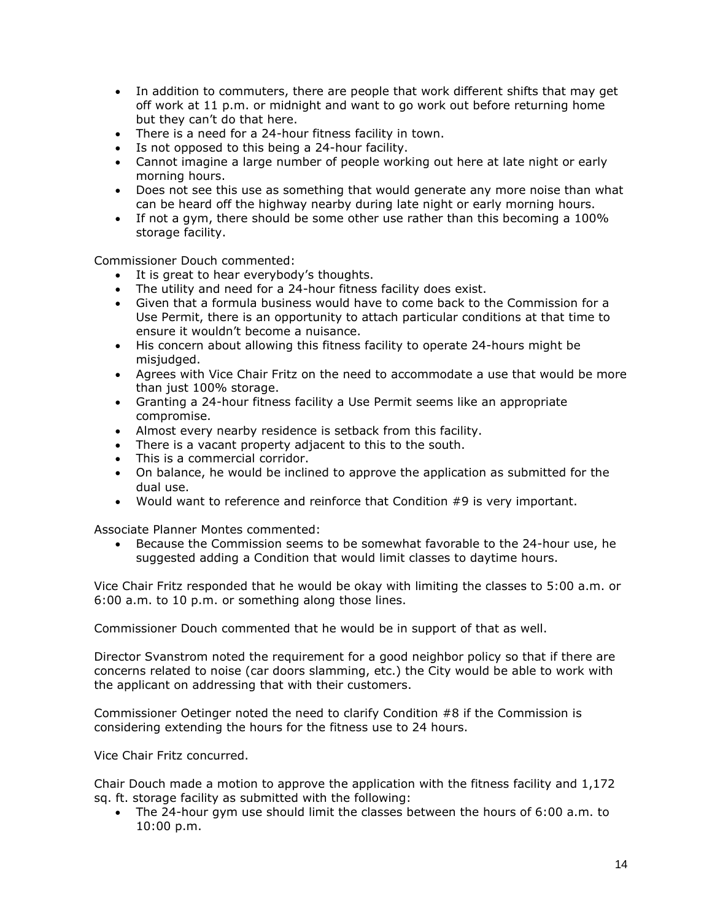- In addition to commuters, there are people that work different shifts that may get off work at 11 p.m. or midnight and want to go work out before returning home but they can't do that here.
- There is a need for a 24-hour fitness facility in town.
- Is not opposed to this being a 24-hour facility.
- Cannot imagine a large number of people working out here at late night or early morning hours.
- Does not see this use as something that would generate any more noise than what can be heard off the highway nearby during late night or early morning hours.
- If not a gym, there should be some other use rather than this becoming a 100% storage facility.

Commissioner Douch commented:

- It is great to hear everybody's thoughts.
- The utility and need for a 24-hour fitness facility does exist.
- Given that a formula business would have to come back to the Commission for a Use Permit, there is an opportunity to attach particular conditions at that time to ensure it wouldn't become a nuisance.
- His concern about allowing this fitness facility to operate 24-hours might be misjudged.
- Agrees with Vice Chair Fritz on the need to accommodate a use that would be more than just 100% storage.
- Granting a 24-hour fitness facility a Use Permit seems like an appropriate compromise.
- Almost every nearby residence is setback from this facility.
- There is a vacant property adjacent to this to the south.
- This is a commercial corridor.
- On balance, he would be inclined to approve the application as submitted for the dual use.
- Would want to reference and reinforce that Condition #9 is very important.

Associate Planner Montes commented:

- Because the Commission seems to be somewhat favorable to the 24-hour use, he suggested adding a Condition that would limit classes to daytime hours.

Vice Chair Fritz responded that he would be okay with limiting the classes to 5:00 a.m. or 6:00 a.m. to 10 p.m. or something along those lines.

Commissioner Douch commented that he would be in support of that as well.

Director Svanstrom noted the requirement for a good neighbor policy so that if there are concerns related to noise (car doors slamming, etc.) the City would be able to work with the applicant on addressing that with their customers.

Commissioner Oetinger noted the need to clarify Condition #8 if the Commission is considering extending the hours for the fitness use to 24 hours.

Vice Chair Fritz concurred.

Chair Douch made a motion to approve the application with the fitness facility and 1,172 sq. ft. storage facility as submitted with the following:

- The 24-hour gym use should limit the classes between the hours of 6:00 a.m. to 10:00 p.m.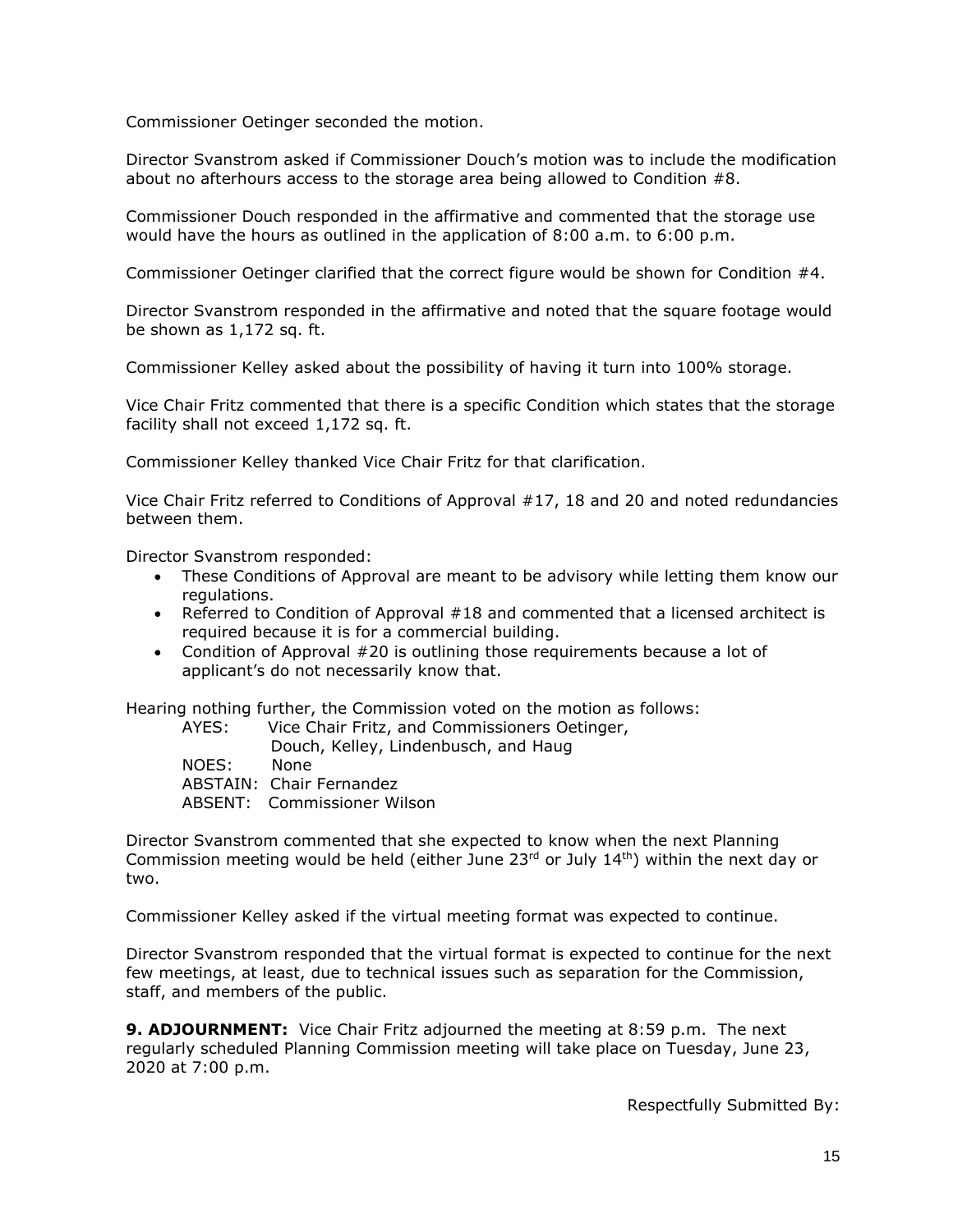Commissioner Oetinger seconded the motion.

Director Svanstrom asked if Commissioner Douch's motion was to include the modification about no afterhours access to the storage area being allowed to Condition #8.

Commissioner Douch responded in the affirmative and commented that the storage use would have the hours as outlined in the application of 8:00 a.m. to 6:00 p.m.

Commissioner Oetinger clarified that the correct figure would be shown for Condition #4.

Director Svanstrom responded in the affirmative and noted that the square footage would be shown as 1,172 sq. ft.

Commissioner Kelley asked about the possibility of having it turn into 100% storage.

Vice Chair Fritz commented that there is a specific Condition which states that the storage facility shall not exceed 1,172 sq. ft.

Commissioner Kelley thanked Vice Chair Fritz for that clarification.

Vice Chair Fritz referred to Conditions of Approval #17, 18 and 20 and noted redundancies between them.

Director Svanstrom responded:

- These Conditions of Approval are meant to be advisory while letting them know our regulations.
- Referred to Condition of Approval #18 and commented that a licensed architect is required because it is for a commercial building.
- Condition of Approval #20 is outlining those requirements because a lot of applicant's do not necessarily know that.

Hearing nothing further, the Commission voted on the motion as follows:

AYES: Vice Chair Fritz, and Commissioners Oetinger, Douch, Kelley, Lindenbusch, and Haug
NOES: None
ABSTAIN: Chair Fernandez
ABSENT: Commissioner Wilson

Director Svanstrom commented that she expected to know when the next Planning Commission meeting would be held (either June 23rd or July 14th) within the next day or two.

Commissioner Kelley asked if the virtual meeting format was expected to continue.

Director Svanstrom responded that the virtual format is expected to continue for the next few meetings, at least, due to technical issues such as separation for the Commission, staff, and members of the public.

**9. ADJOURNMENT:** Vice Chair Fritz adjourned the meeting at 8:59 p.m. The next regularly scheduled Planning Commission meeting will take place on Tuesday, June 23, 2020 at 7:00 p.m.

Respectfully Submitted By: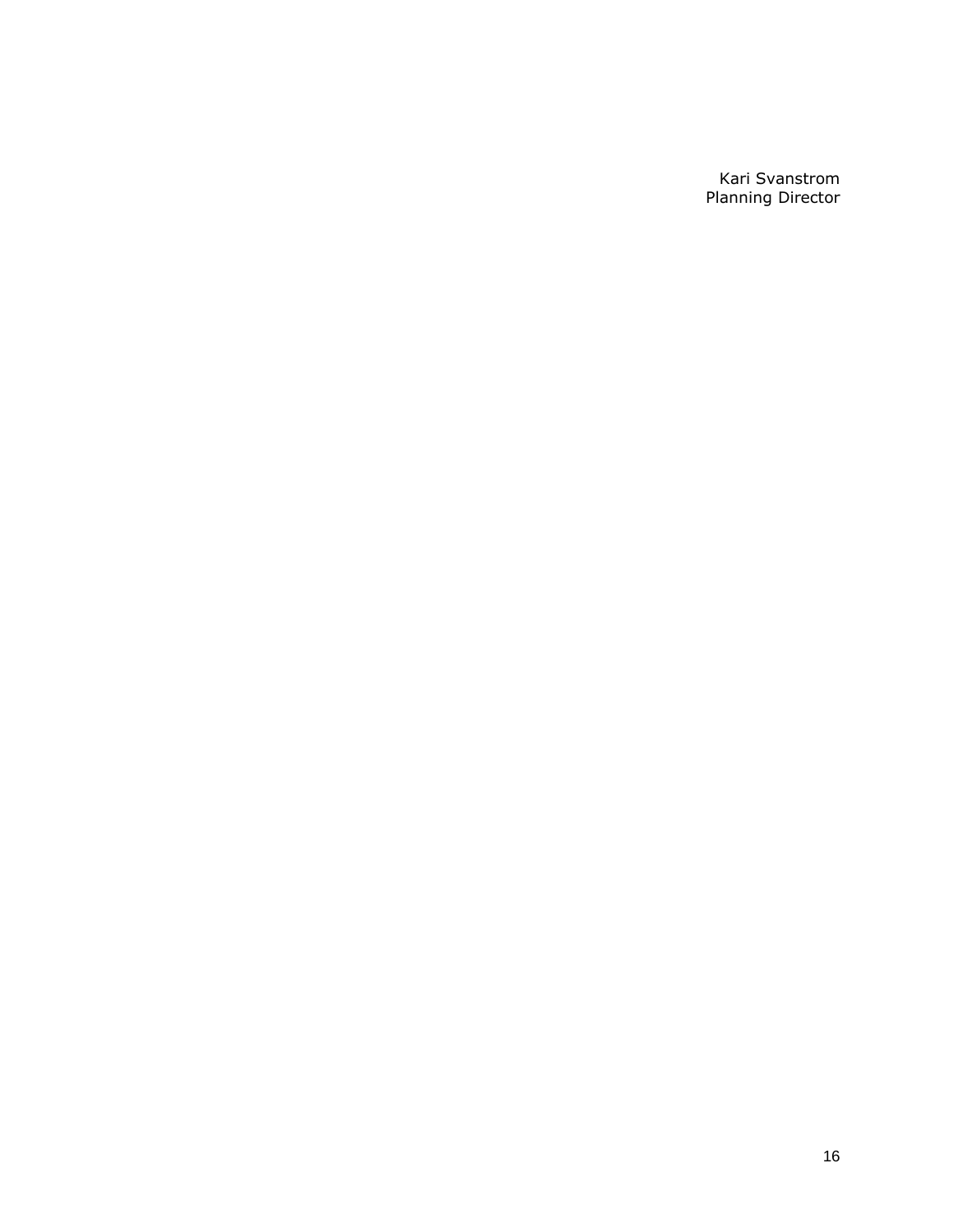Kari Svanstrom
Planning Director